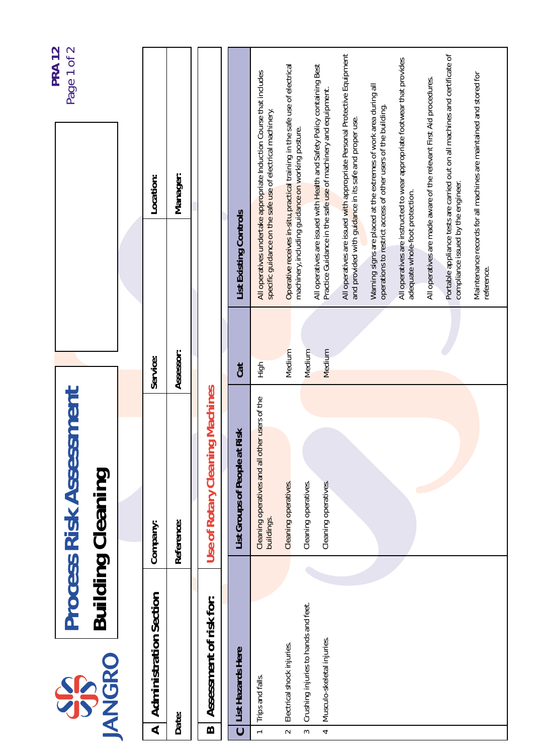JANGRO

# Process Risk Assessment

## Building Cleaning

PRA 12

| A | Administration Section | | | | |
|---|---|---|---|---|---|
| Date: | | Company: | | Service: | Location: |
| | | Reference: | | Assessor: | Manager: |

**B Assessment of risk for:** Use of Rotary Cleaning Machines

| C | List Hazards Here | List Groups of People at Risk | Cat | List Existing Controls |
|---|---|---|---|---|
| 1 | Trips and falls. | Cleaning operatives and all other users of the buildings. | High | All operatives undertake appropriate Induction Course that includes specific guidance on the safe use of electrical machinery. |
| 2 | Electrical shock injuries. | Cleaning operatives. | Medium | Operative receives in-situ, practical training in the safe use of electrical machinery, including guidance on working posture. |
| 3 | Crushing injuries to hands and feet. | Cleaning operatives. | Medium | All operatives are issued with Health and Safety Policy containing Best Practice Guidance in the safe use of machinery and equipment. |
| 4 | Musculo-skeletal injuries. | Cleaning operatives. | Medium | All operatives are issued with appropriate Personal Protective Equipment and provided with guidance in its safe and proper use. |
| | | | | Warning signs are placed at the extremes of work area during all operations to restrict access of other users of the building. |
| | | | | All operatives are instructed to wear appropriate footwear that provides adequate whole-foot protection. |
| | | | | All operatives are made aware of the relevant First Aid procedures. |
| | | | | Portable appliance tests are carried out on all machines and certificate of compliance issued by the engineer. |
| | | | | Maintenance records for all machines are maintained and stored for reference. |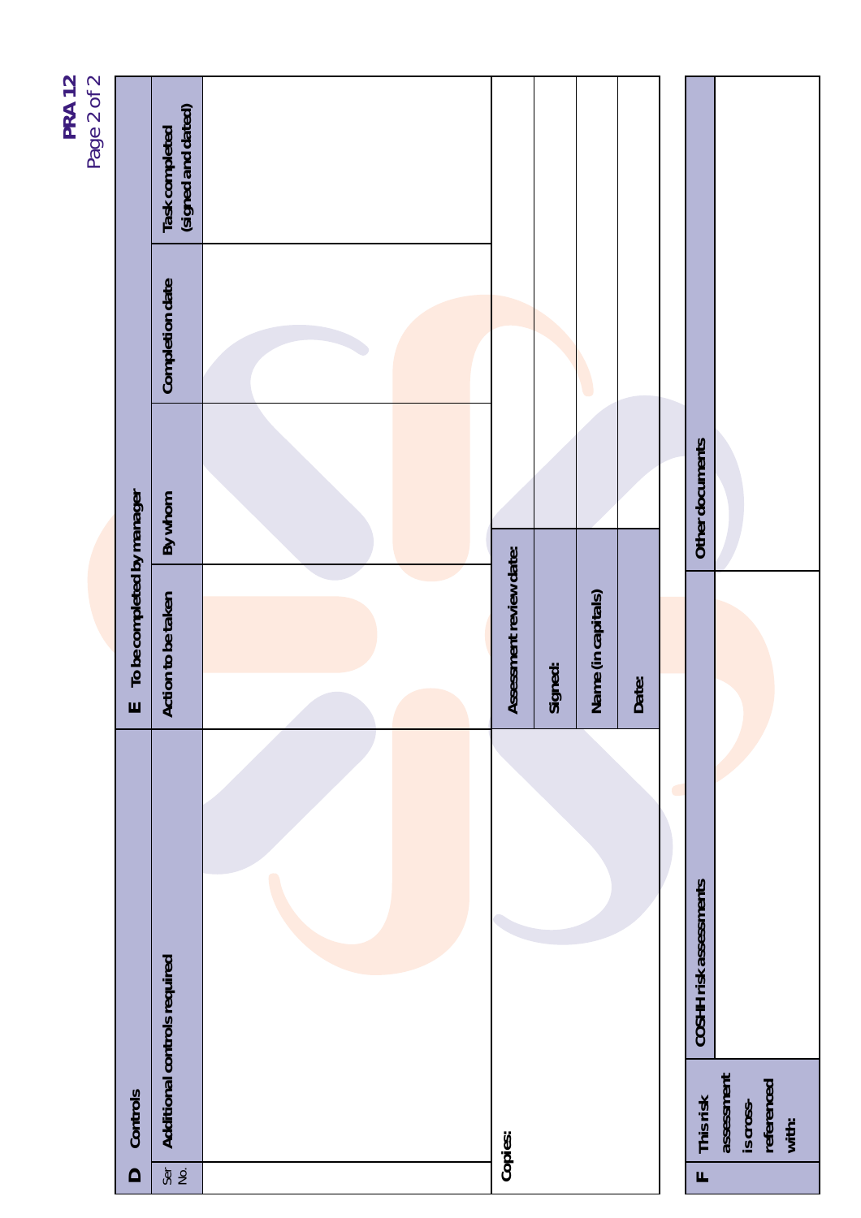| D Controls | | E To be completed by manager | | | |
|---|---|---|---|---|---|
| Ser No. | Additional controls required | Action to be taken | By whom | Completion date | Task completed (signed and dated) |
| | | | | | |

| | | |
|---|---|---|
| Copies: | Assessment review date: | |
| | Signed: | |
| | Name (in capitals): | |
| | Date: | |

| F This risk assessment is cross-referenced with: | COSHH risk assessments | Other documents |
|---|---|---|
| | | |